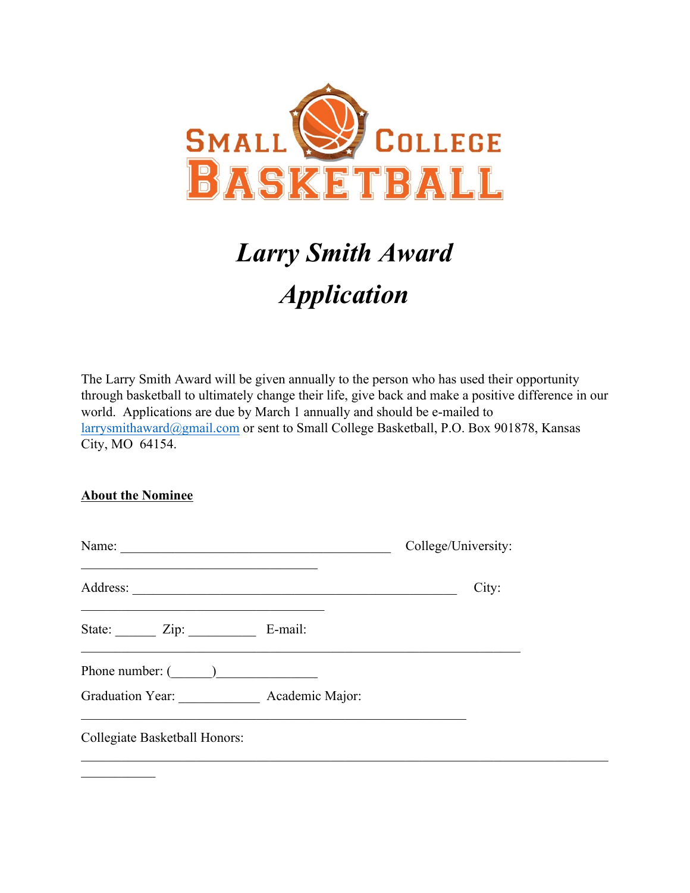SMALL COLLEGE BASKETBALL

# *Larry Smith Award*

# *Application*

The Larry Smith Award will be given annually to the person who has used their opportunity through basketball to ultimately change their life, give back and make a positive difference in our world. Applications are due by March 1 annually and should be e-mailed to larrysmithaward@gmail.com or sent to Small College Basketball, P.O. Box 901878, Kansas City, MO 64154.

**About the Nominee**

Name: ________________________________________ College/University: ___________________________________

Address: ________________________________________________ City: ____________________________________

State: ______ Zip: __________ E-mail: __________________________________________________________________

Phone number: (______)______________

Graduation Year: ____________ Academic Major: ______________________________________________________

Collegiate Basketball Honors: _______________________________________________________________________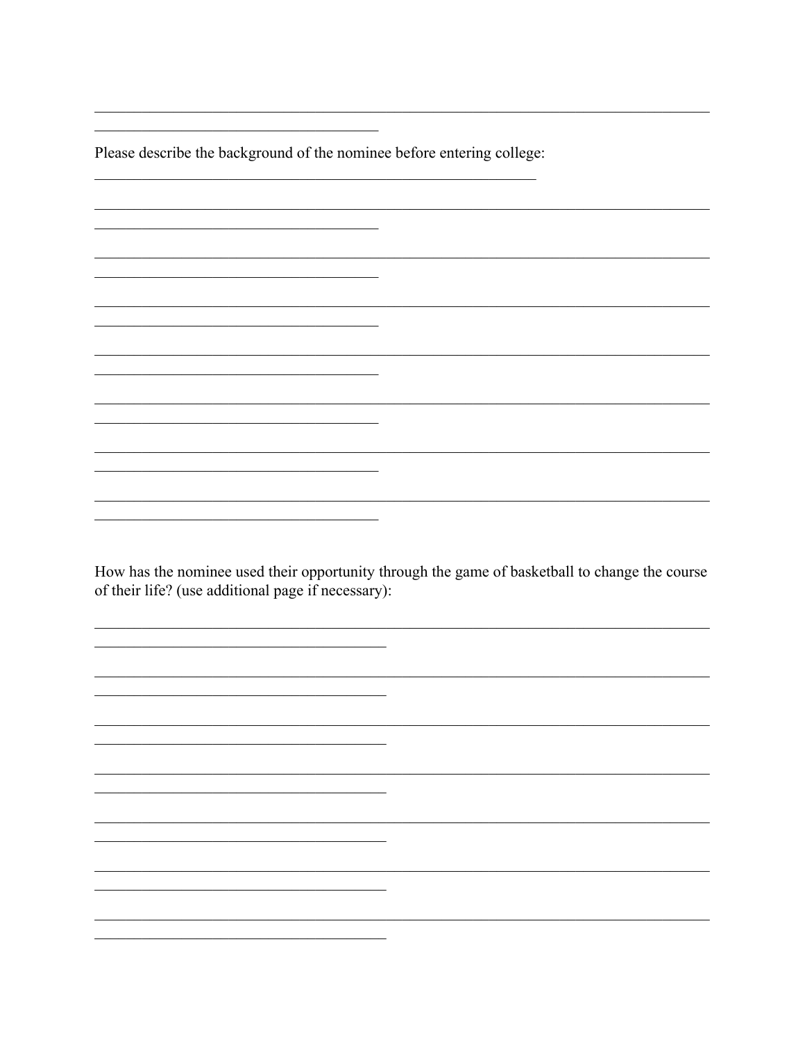Please describe the background of the nominee before entering college:

How has the nominee used their opportunity through the game of basketball to change the course of their life? (use additional page if necessary):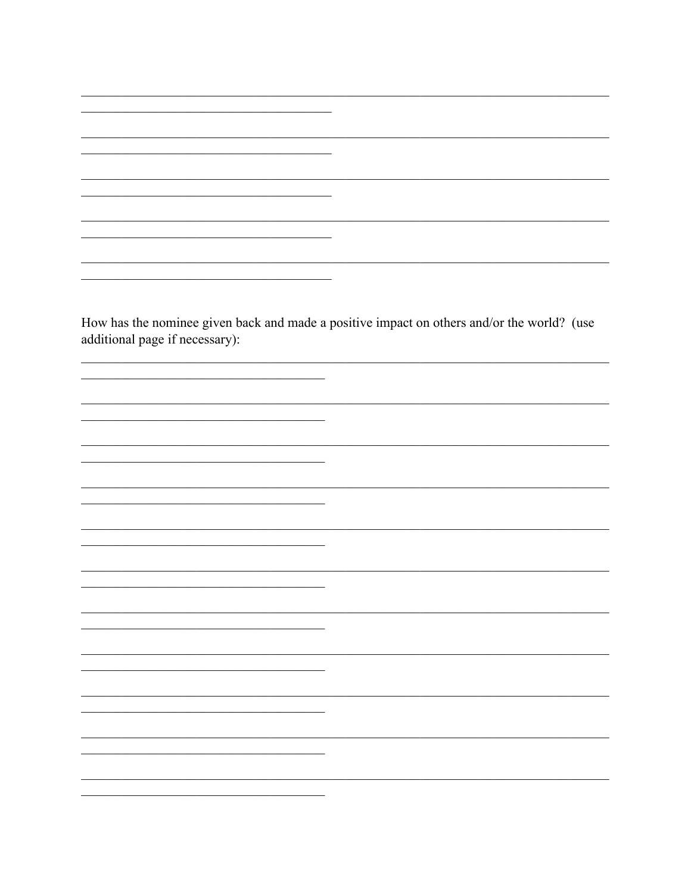How has the nominee given back and made a positive impact on others and/or the world? (use additional page if necessary):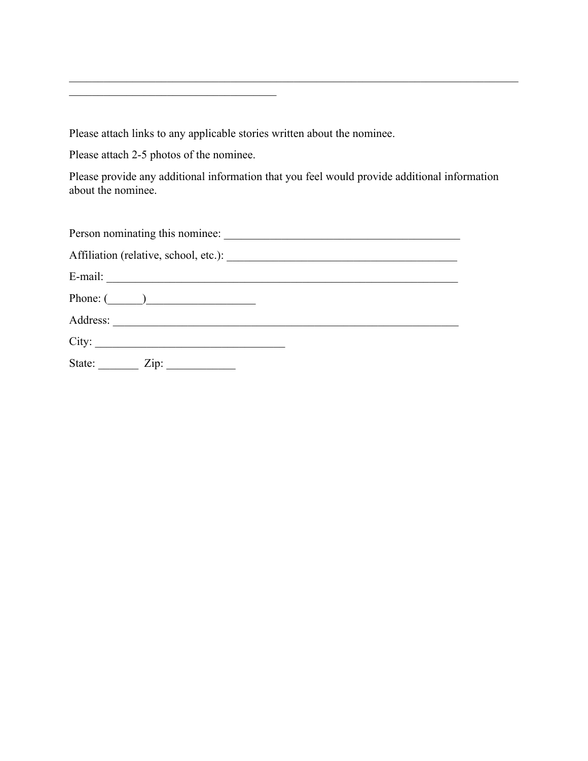\_\_\_\_\_\_\_\_\_\_\_\_\_\_\_\_\_\_\_\_\_\_\_\_\_\_\_\_\_\_\_\_\_\_\_\_\_\_\_\_\_\_\_\_\_\_\_\_\_\_\_\_\_\_\_\_\_\_\_\_\_\_\_\_\_\_\_\_\_\_\_\_\_\_\_\_\_\_\_\_\_\_
\_\_\_\_\_\_\_\_\_\_\_\_\_\_\_\_\_\_\_\_\_\_\_\_\_\_\_\_\_\_\_\_\_\_\_\_\_\_

Please attach links to any applicable stories written about the nominee.

Please attach 2-5 photos of the nominee.

Please provide any additional information that you feel would provide additional information about the nominee.

Person nominating this nominee: \_\_\_\_\_\_\_\_\_\_\_\_\_\_\_\_\_\_\_\_\_\_\_\_\_\_\_\_\_\_\_\_\_\_\_\_\_\_\_\_\_\_\_

Affiliation (relative, school, etc.): \_\_\_\_\_\_\_\_\_\_\_\_\_\_\_\_\_\_\_\_\_\_\_\_\_\_\_\_\_\_\_\_\_\_\_\_\_\_\_\_\_\_

E-mail: \_\_\_\_\_\_\_\_\_\_\_\_\_\_\_\_\_\_\_\_\_\_\_\_\_\_\_\_\_\_\_\_\_\_\_\_\_\_\_\_\_\_\_\_\_\_\_\_\_\_\_\_\_\_\_\_\_\_\_\_\_\_

Phone: (\_\_\_\_\_\_)\_\_\_\_\_\_\_\_\_\_\_\_\_\_\_\_\_\_\_

Address: \_\_\_\_\_\_\_\_\_\_\_\_\_\_\_\_\_\_\_\_\_\_\_\_\_\_\_\_\_\_\_\_\_\_\_\_\_\_\_\_\_\_\_\_\_\_\_\_\_\_\_\_\_\_\_\_\_\_\_\_\_

City: \_\_\_\_\_\_\_\_\_\_\_\_\_\_\_\_\_\_\_\_\_\_\_\_\_\_\_\_\_\_\_\_\_\_

State: \_\_\_\_\_\_\_ Zip: \_\_\_\_\_\_\_\_\_\_\_\_